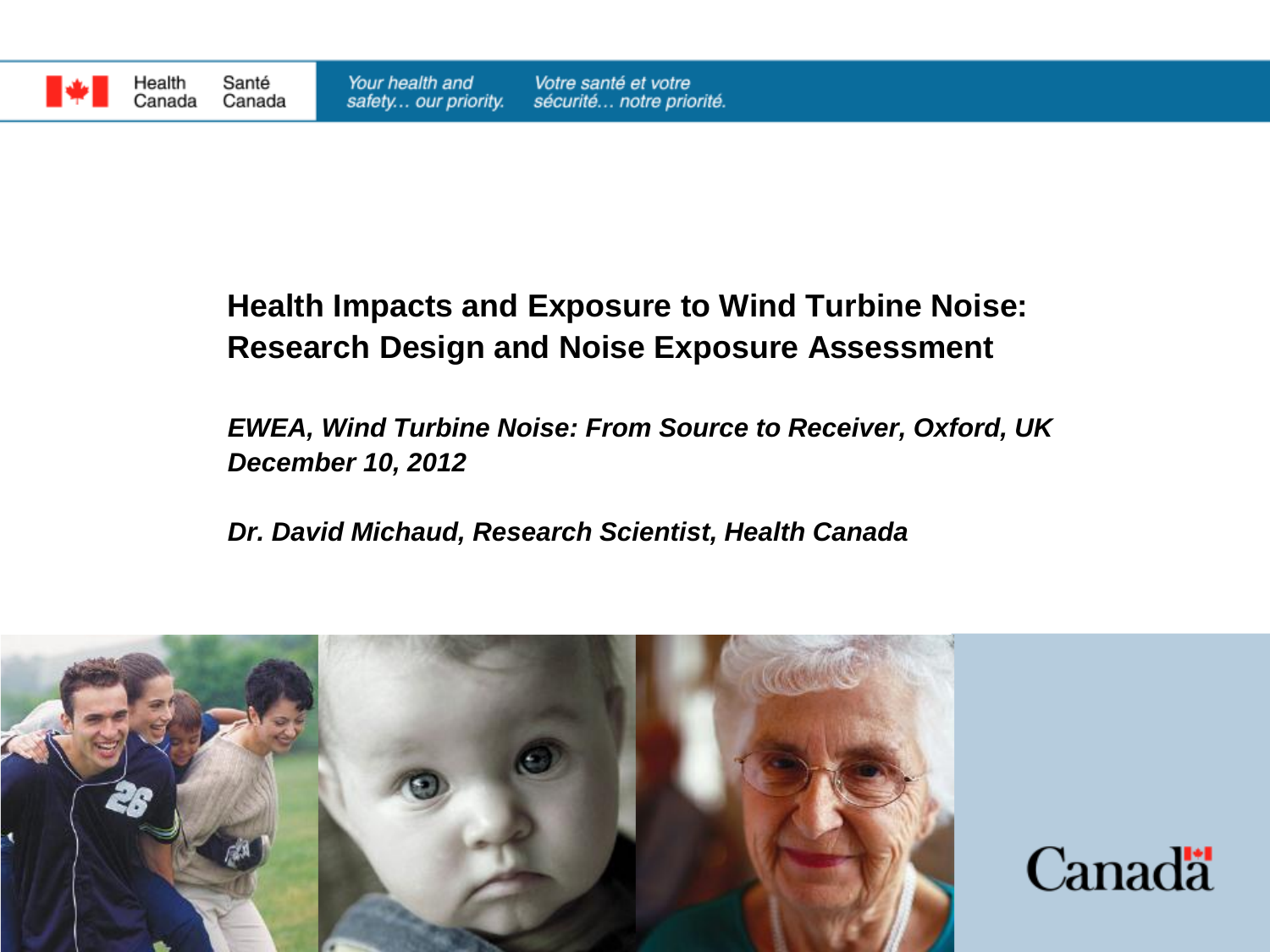Health Canada | Santé Canada

*Your health and safety… our priority.* | *Votre santé et votre sécurité… notre priorité.*

# Health Impacts and Exposure to Wind Turbine Noise: Research Design and Noise Exposure Assessment

***EWEA, Wind Turbine Noise: From Source to Receiver, Oxford, UK***
***December 10, 2012***

***Dr. David Michaud, Research Scientist, Health Canada***

Canada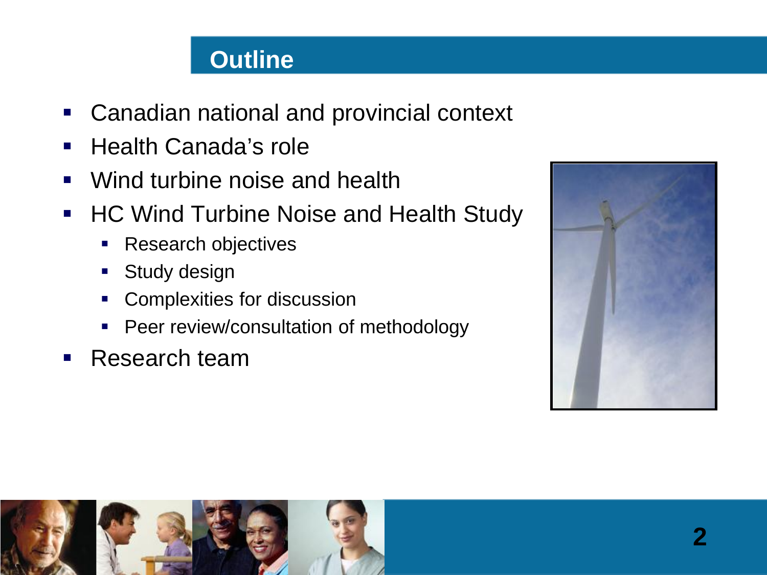# Outline

- Canadian national and provincial context
- Health Canada's role
- Wind turbine noise and health
- HC Wind Turbine Noise and Health Study
  - Research objectives
  - Study design
  - Complexities for discussion
  - Peer review/consultation of methodology
- Research team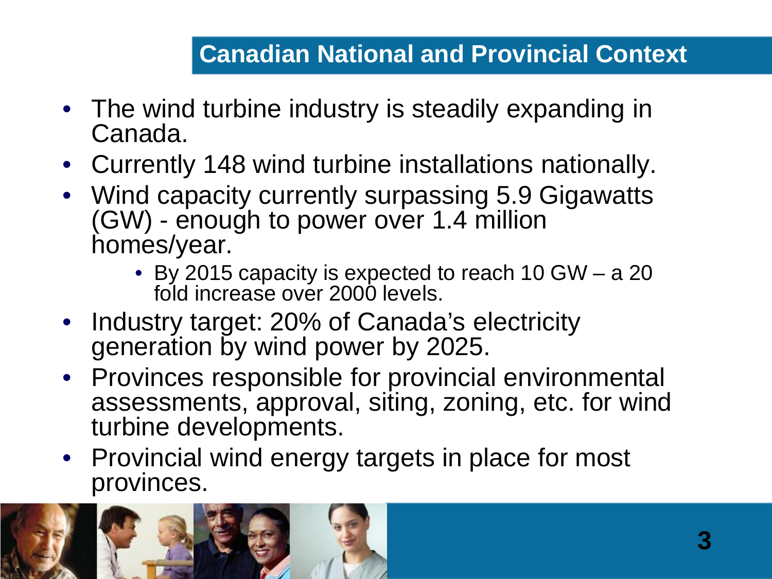## Canadian National and Provincial Context

- The wind turbine industry is steadily expanding in Canada.
- Currently 148 wind turbine installations nationally.
- Wind capacity currently surpassing 5.9 Gigawatts (GW) - enough to power over 1.4 million homes/year.
  - By 2015 capacity is expected to reach 10 GW – a 20 fold increase over 2000 levels.
- Industry target: 20% of Canada's electricity generation by wind power by 2025.
- Provinces responsible for provincial environmental assessments, approval, siting, zoning, etc. for wind turbine developments.
- Provincial wind energy targets in place for most provinces.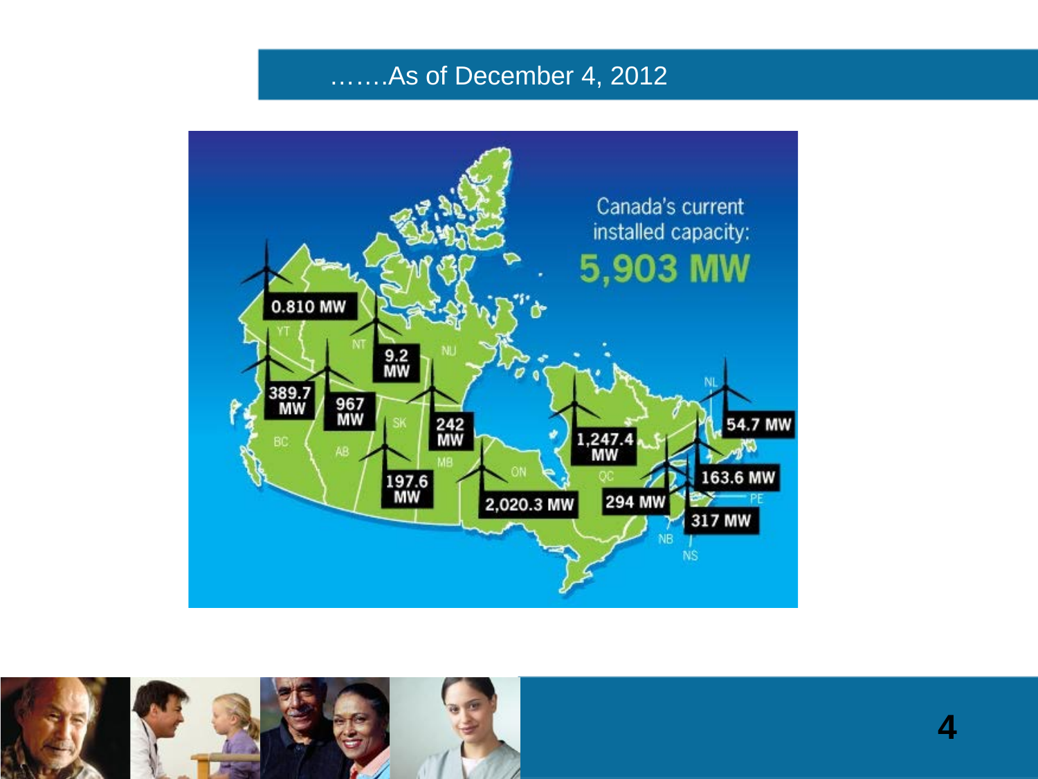## …….As of December 4, 2012

Canada's current installed capacity:

**5,903 MW**

- YT: 0.810 MW
- NT: 9.2 MW
- BC: 389.7 MW
- AB: 967 MW
- SK: 197.6 MW
- MB: 242 MW
- ON: 2,020.3 MW
- QC: 1,247.4 MW
- NB: 294 MW
- NS: 317 MW
- PE: 163.6 MW
- NL: 54.7 MW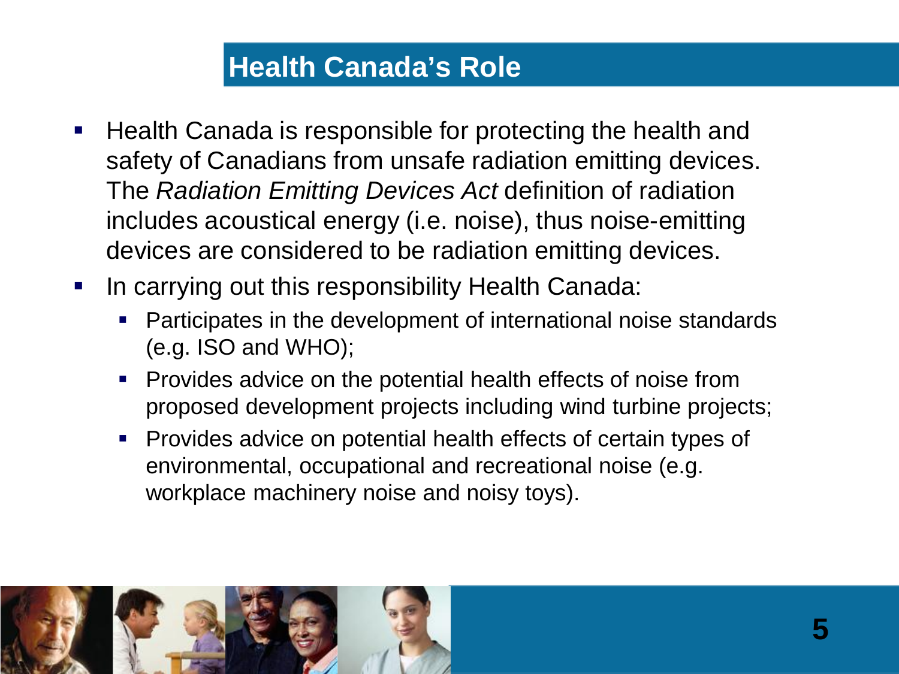# Health Canada's Role

- Health Canada is responsible for protecting the health and safety of Canadians from unsafe radiation emitting devices. The *Radiation Emitting Devices Act* definition of radiation includes acoustical energy (i.e. noise), thus noise-emitting devices are considered to be radiation emitting devices.
- In carrying out this responsibility Health Canada:
  - Participates in the development of international noise standards (e.g. ISO and WHO);
  - Provides advice on the potential health effects of noise from proposed development projects including wind turbine projects;
  - Provides advice on potential health effects of certain types of environmental, occupational and recreational noise (e.g. workplace machinery noise and noisy toys).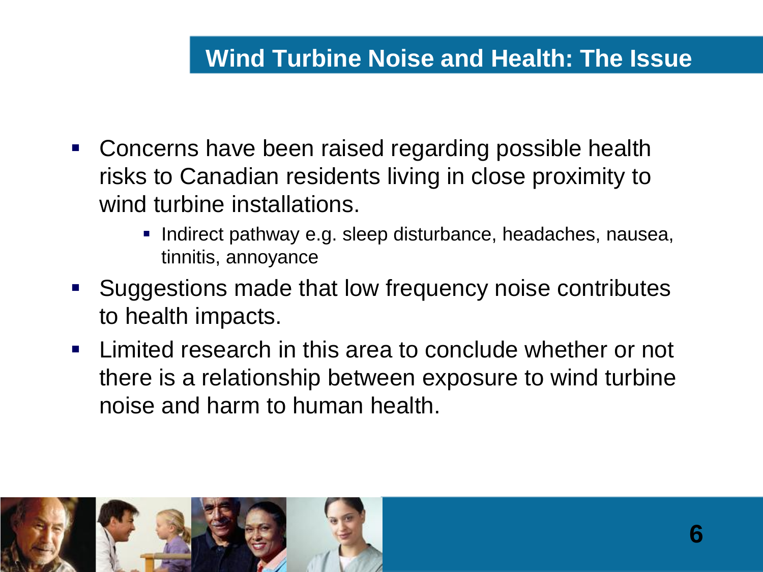## Wind Turbine Noise and Health: The Issue

- Concerns have been raised regarding possible health risks to Canadian residents living in close proximity to wind turbine installations.
  - Indirect pathway e.g. sleep disturbance, headaches, nausea, tinnitis, annoyance
- Suggestions made that low frequency noise contributes to health impacts.
- Limited research in this area to conclude whether or not there is a relationship between exposure to wind turbine noise and harm to human health.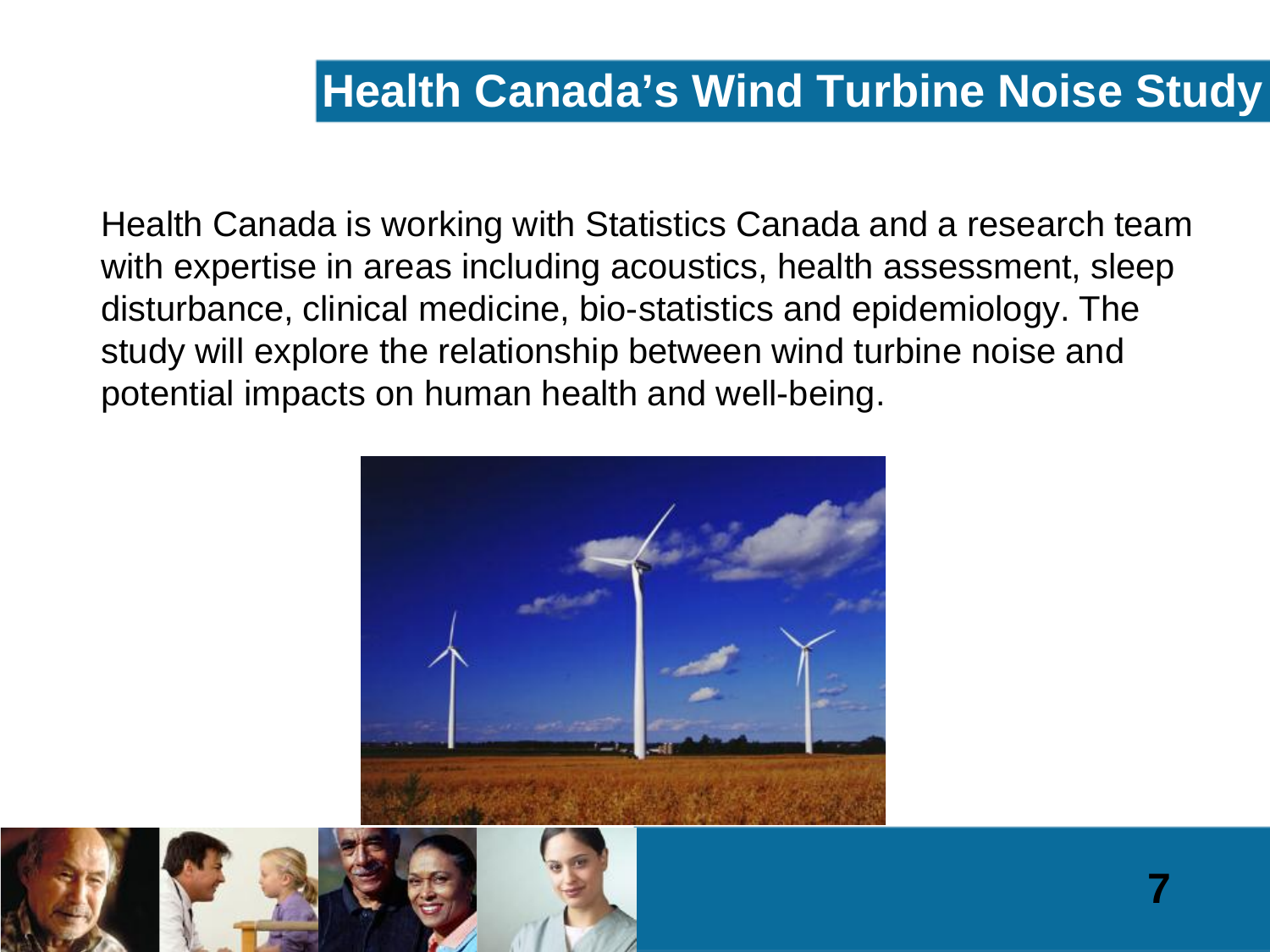# Health Canada's Wind Turbine Noise Study

Health Canada is working with Statistics Canada and a research team with expertise in areas including acoustics, health assessment, sleep disturbance, clinical medicine, bio-statistics and epidemiology. The study will explore the relationship between wind turbine noise and potential impacts on human health and well-being.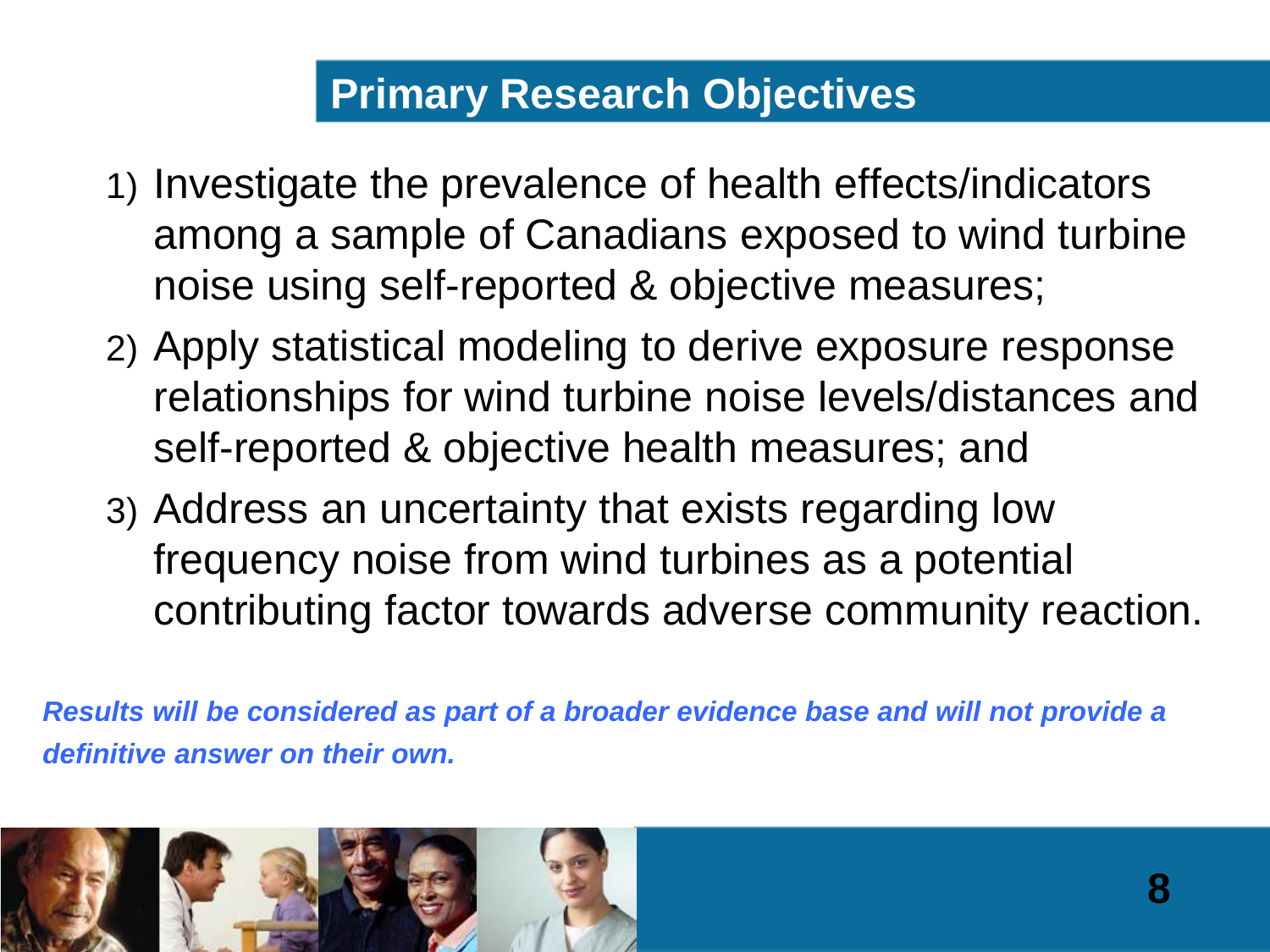## Primary Research Objectives

1) Investigate the prevalence of health effects/indicators among a sample of Canadians exposed to wind turbine noise using self-reported & objective measures;
2) Apply statistical modeling to derive exposure response relationships for wind turbine noise levels/distances and self-reported & objective health measures; and
3) Address an uncertainty that exists regarding low frequency noise from wind turbines as a potential contributing factor towards adverse community reaction.

***Results will be considered as part of a broader evidence base and will not provide a definitive answer on their own.***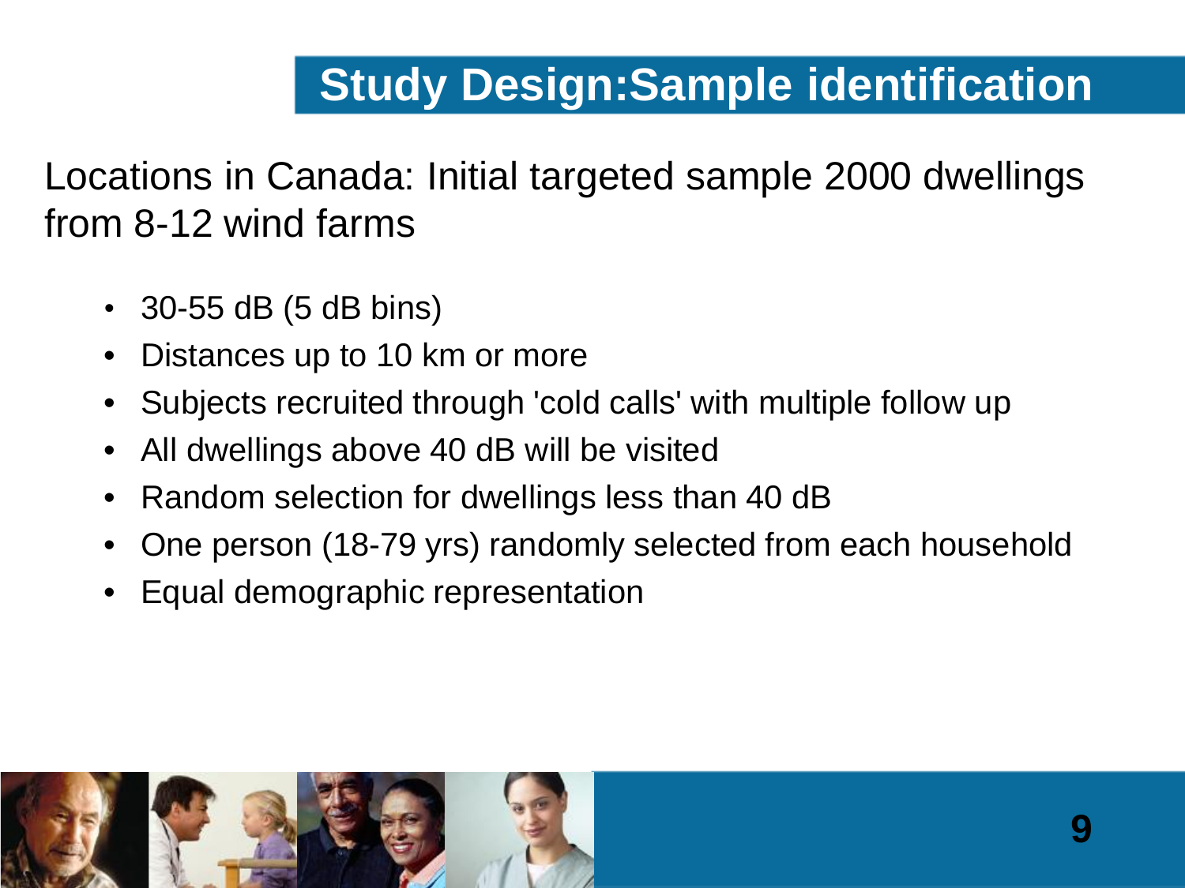# Study Design:Sample identification

Locations in Canada: Initial targeted sample 2000 dwellings from 8-12 wind farms

- 30-55 dB (5 dB bins)
- Distances up to 10 km or more
- Subjects recruited through 'cold calls' with multiple follow up
- All dwellings above 40 dB will be visited
- Random selection for dwellings less than 40 dB
- One person (18-79 yrs) randomly selected from each household
- Equal demographic representation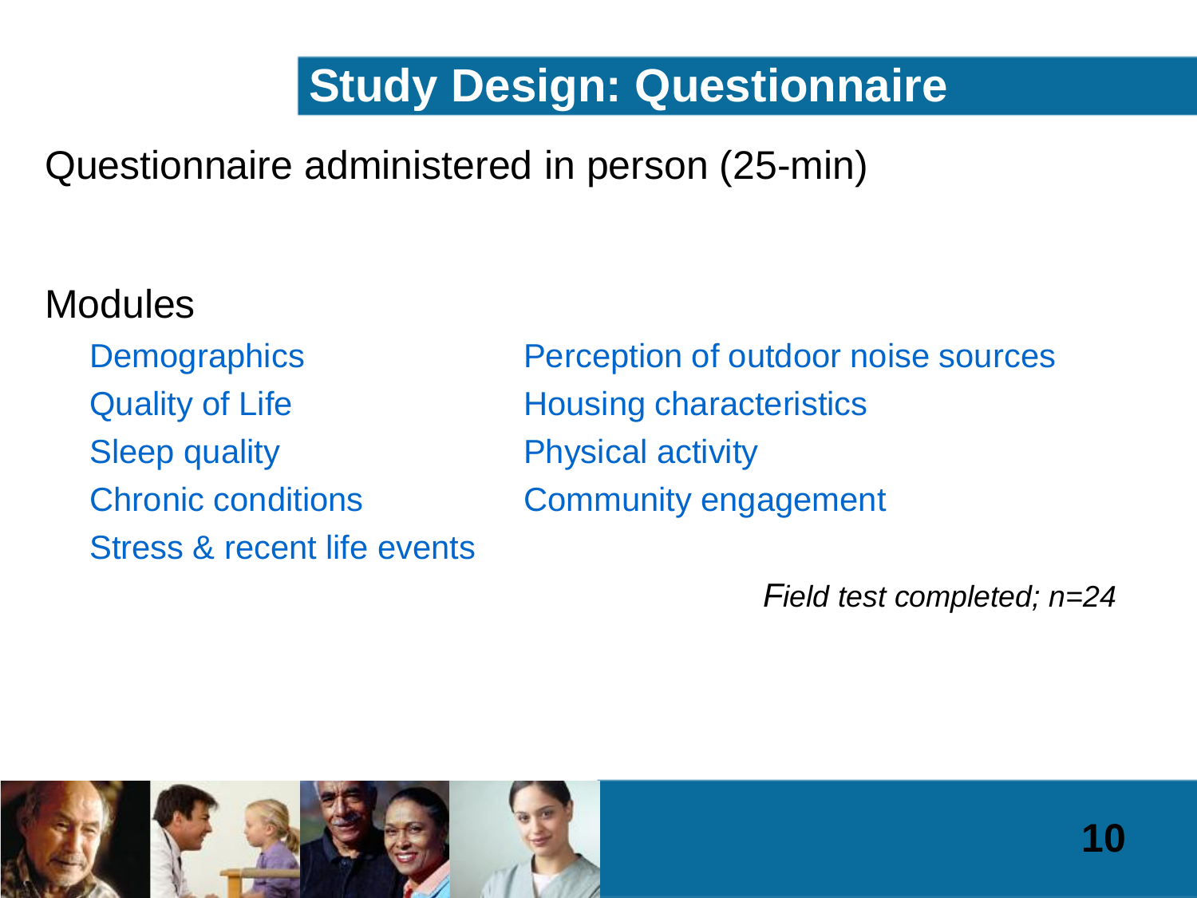# Study Design: Questionnaire

Questionnaire administered in person (25-min)

Modules

- Demographics
- Quality of Life
- Sleep quality
- Chronic conditions
- Stress & recent life events
- Perception of outdoor noise sources
- Housing characteristics
- Physical activity
- Community engagement

*Field test completed; n=24*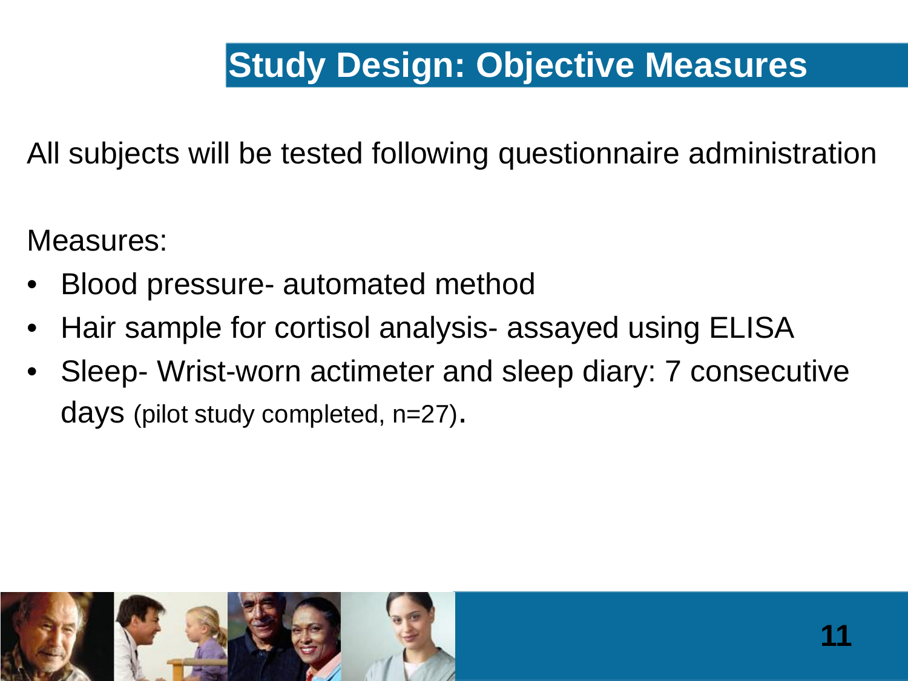# Study Design: Objective Measures

All subjects will be tested following questionnaire administration

Measures:

- Blood pressure- automated method
- Hair sample for cortisol analysis- assayed using ELISA
- Sleep- Wrist-worn actimeter and sleep diary: 7 consecutive days (pilot study completed, n=27).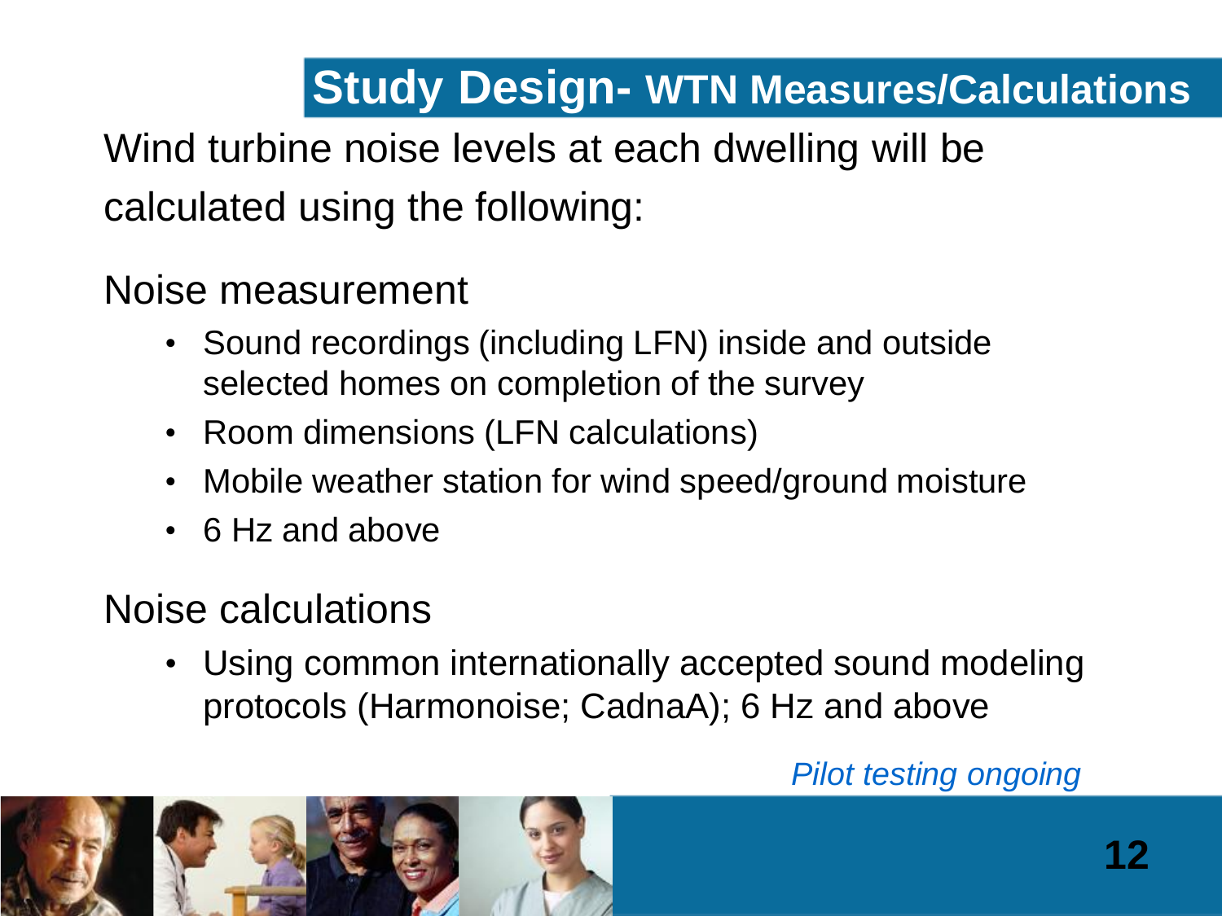# Study Design- WTN Measures/Calculations

Wind turbine noise levels at each dwelling will be calculated using the following:

Noise measurement

- Sound recordings (including LFN) inside and outside selected homes on completion of the survey
- Room dimensions (LFN calculations)
- Mobile weather station for wind speed/ground moisture
- 6 Hz and above

Noise calculations

- Using common internationally accepted sound modeling protocols (Harmonoise; CadnaA); 6 Hz and above

*Pilot testing ongoing*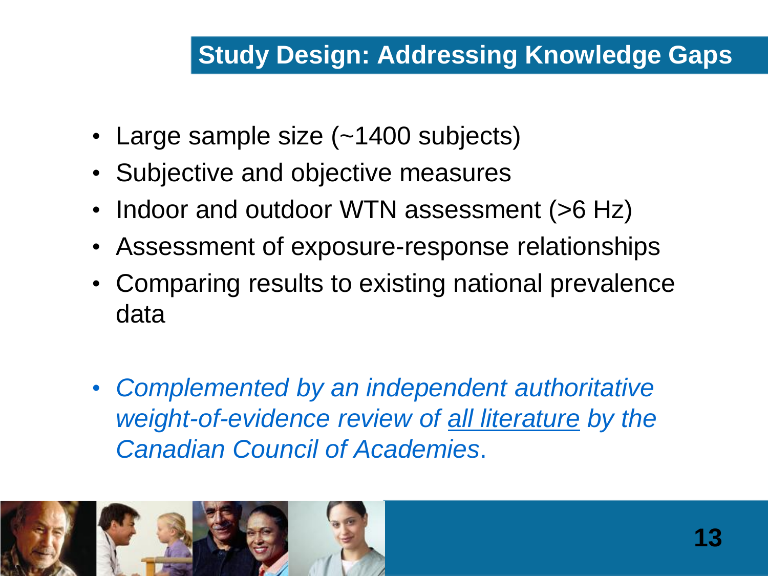## Study Design: Addressing Knowledge Gaps

- Large sample size (~1400 subjects)
- Subjective and objective measures
- Indoor and outdoor WTN assessment (>6 Hz)
- Assessment of exposure-response relationships
- Comparing results to existing national prevalence data

- *Complemented by an independent authoritative weight-of-evidence review of all literature by the Canadian Council of Academies*.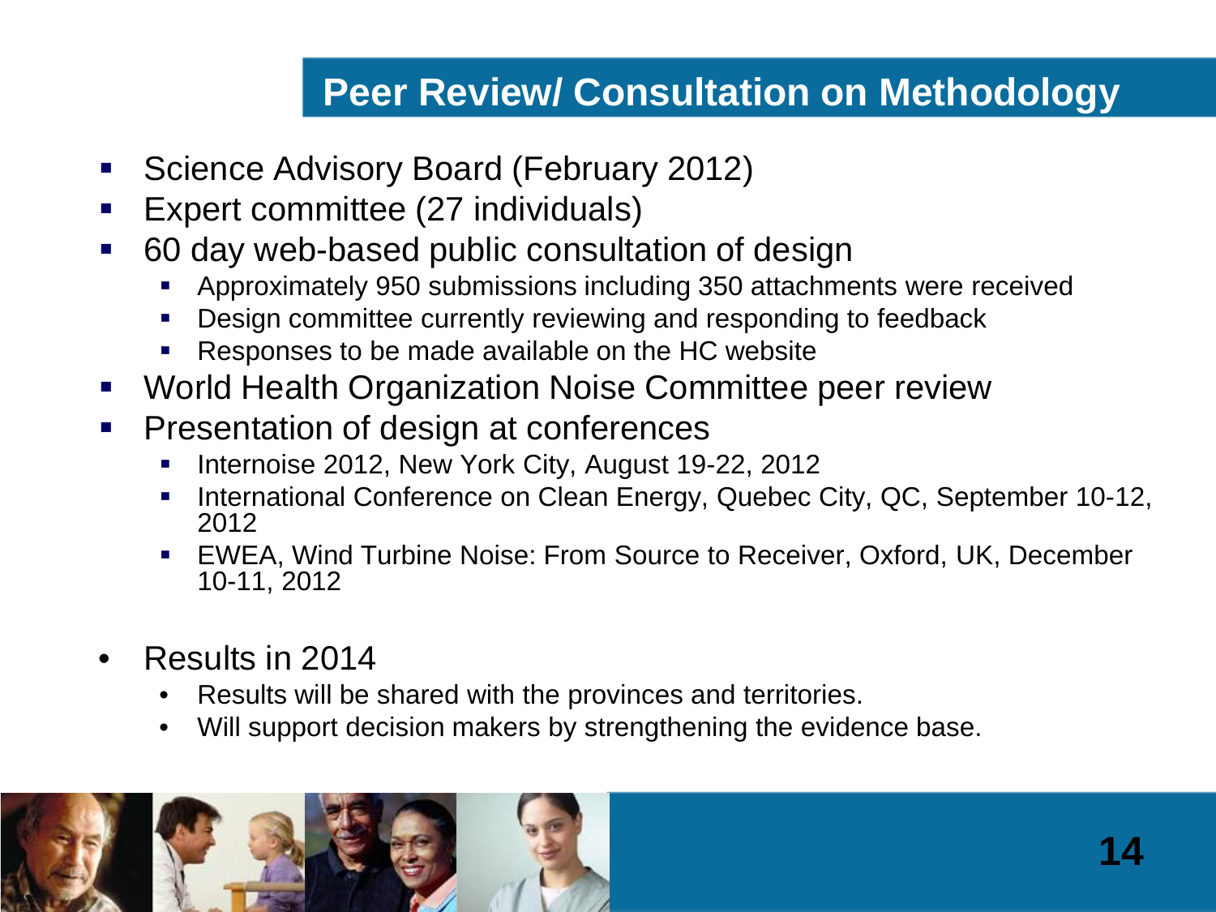# Peer Review/ Consultation on Methodology

- Science Advisory Board (February 2012)
- Expert committee (27 individuals)
- 60 day web-based public consultation of design
  - Approximately 950 submissions including 350 attachments were received
  - Design committee currently reviewing and responding to feedback
  - Responses to be made available on the HC website
- World Health Organization Noise Committee peer review
- Presentation of design at conferences
  - Internoise 2012, New York City, August 19-22, 2012
  - International Conference on Clean Energy, Quebec City, QC, September 10-12, 2012
  - EWEA, Wind Turbine Noise: From Source to Receiver, Oxford, UK, December 10-11, 2012

- Results in 2014
  - Results will be shared with the provinces and territories.
  - Will support decision makers by strengthening the evidence base.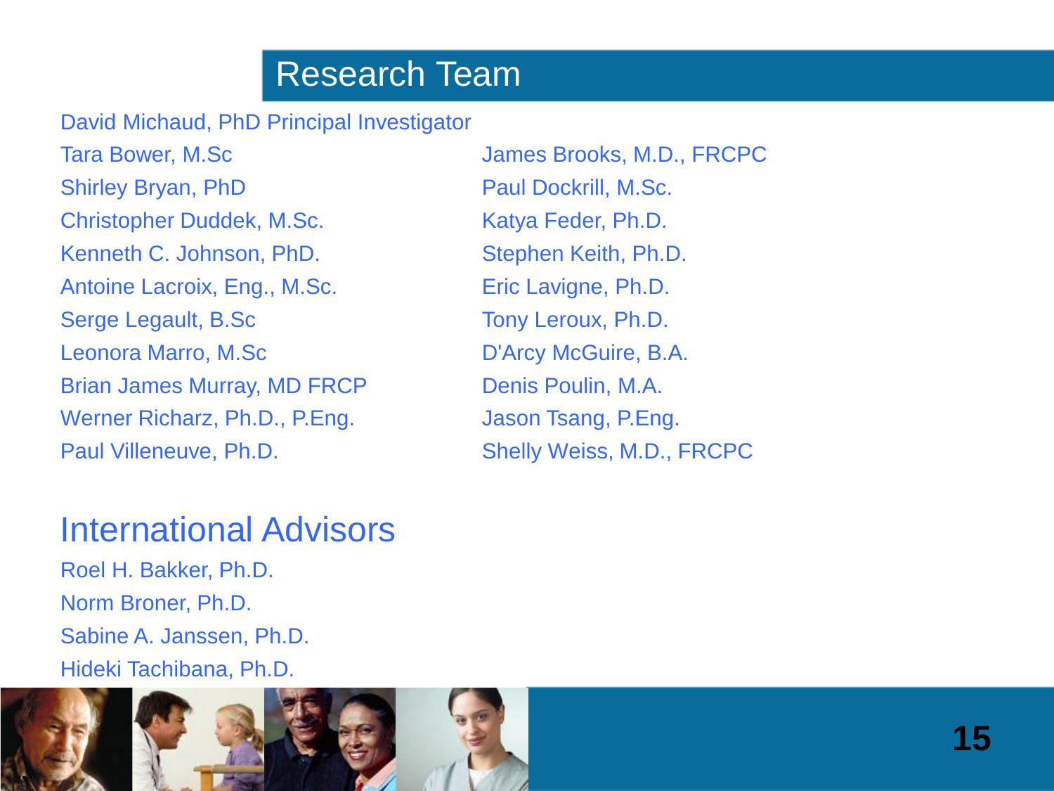# Research Team

David Michaud, PhD Principal Investigator

Tara Bower, M.Sc
Shirley Bryan, PhD
Christopher Duddek, M.Sc.
Kenneth C. Johnson, PhD.
Antoine Lacroix, Eng., M.Sc.
Serge Legault, B.Sc
Leonora Marro, M.Sc
Brian James Murray, MD FRCP
Werner Richarz, Ph.D., P.Eng.
Paul Villeneuve, Ph.D.

James Brooks, M.D., FRCPC
Paul Dockrill, M.Sc.
Katya Feder, Ph.D.
Stephen Keith, Ph.D.
Eric Lavigne, Ph.D.
Tony Leroux, Ph.D.
D'Arcy McGuire, B.A.
Denis Poulin, M.A.
Jason Tsang, P.Eng.
Shelly Weiss, M.D., FRCPC

## International Advisors

Roel H. Bakker, Ph.D.
Norm Broner, Ph.D.
Sabine A. Janssen, Ph.D.
Hideki Tachibana, Ph.D.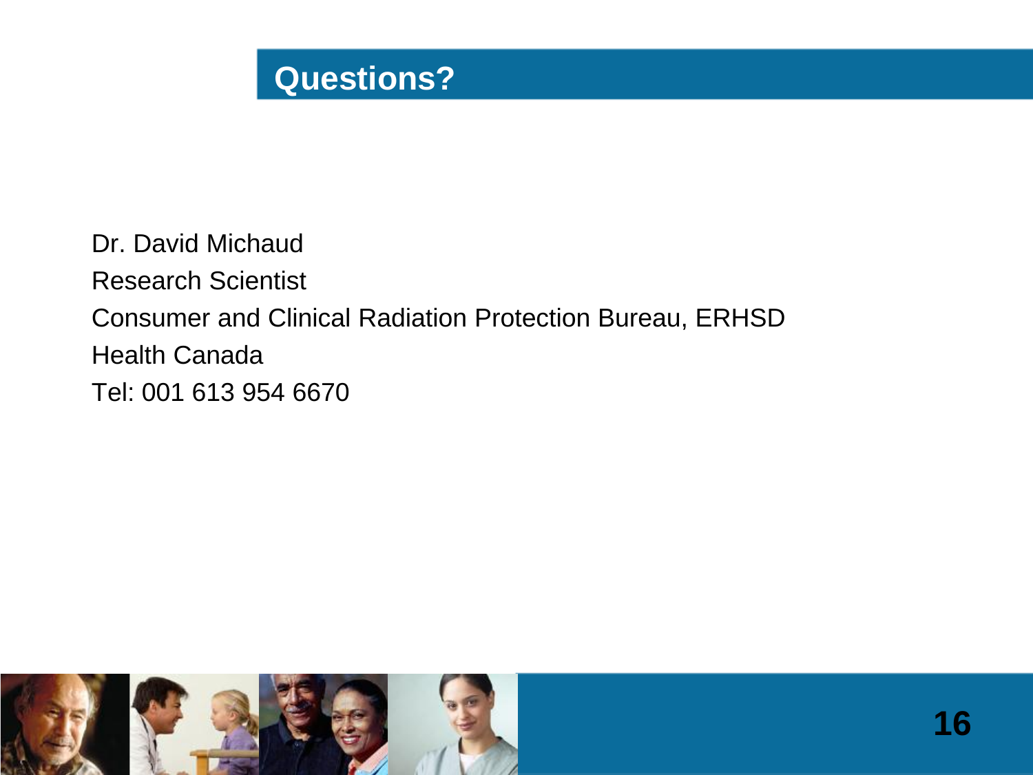# Questions?

Dr. David Michaud

Research Scientist

Consumer and Clinical Radiation Protection Bureau, ERHSD

Health Canada

Tel: 001 613 954 6670